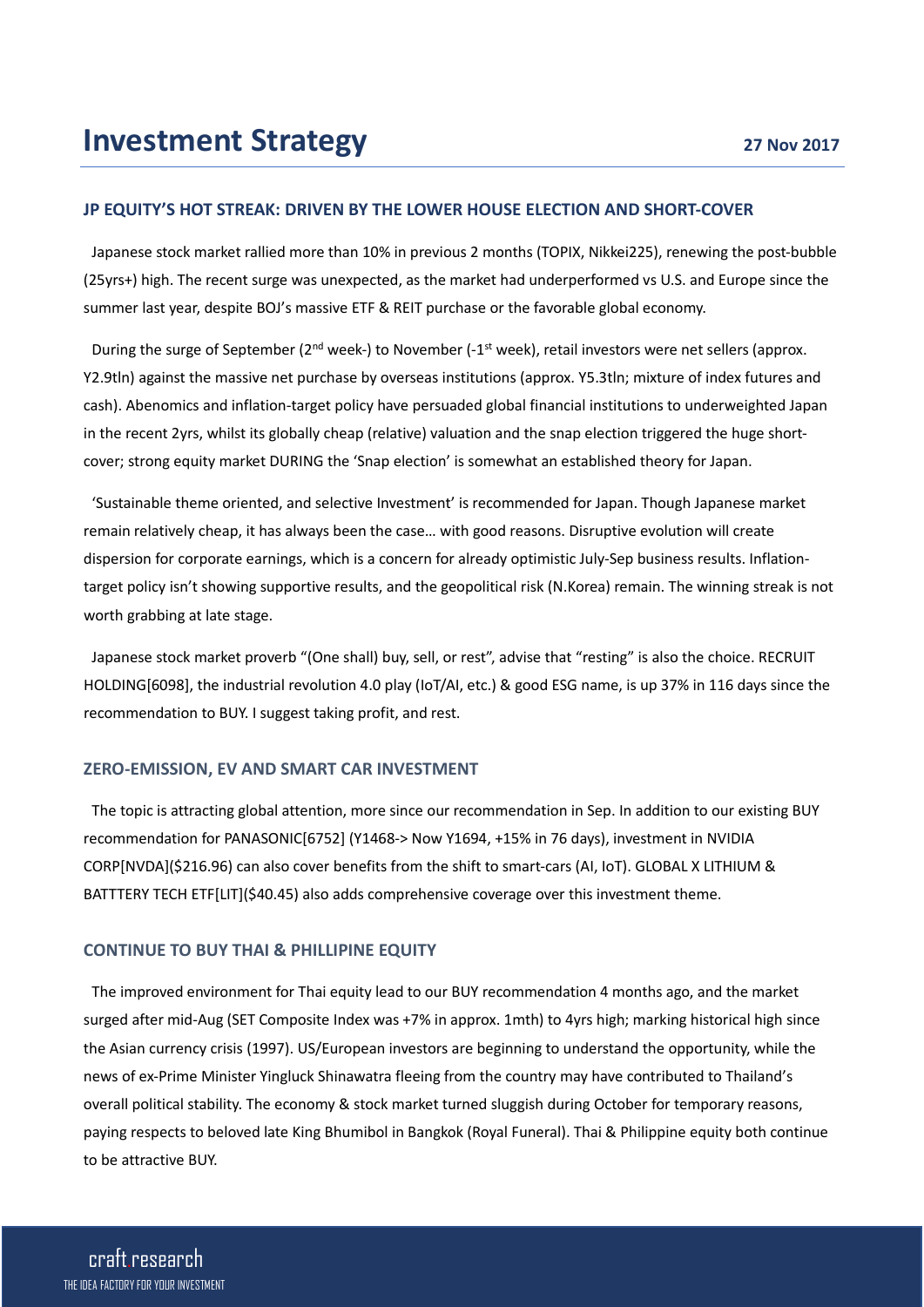# Investment Strategy

27 Nov 2017

## JP EQUITY'S HOT STREAK: DRIVEN BY THE LOWER HOUSE ELECTION AND SHORT-COVER

Japanese stock market rallied more than 10% in previous 2 months (TOPIX, Nikkei225), renewing the post-bubble (25yrs+) high. The recent surge was unexpected, as the market had underperformed vs U.S. and Europe since the summer last year, despite BOJ's massive ETF & REIT purchase or the favorable global economy.

During the surge of September (2nd week-) to November (-1st week), retail investors were net sellers (approx. Y2.9tln) against the massive net purchase by overseas institutions (approx. Y5.3tln; mixture of index futures and cash). Abenomics and inflation-target policy have persuaded global financial institutions to underweighted Japan in the recent 2yrs, whilst its globally cheap (relative) valuation and the snap election triggered the huge short-cover; strong equity market DURING the 'Snap election' is somewhat an established theory for Japan.

'Sustainable theme oriented, and selective Investment' is recommended for Japan. Though Japanese market remain relatively cheap, it has always been the case… with good reasons. Disruptive evolution will create dispersion for corporate earnings, which is a concern for already optimistic July-Sep business results. Inflation-target policy isn't showing supportive results, and the geopolitical risk (N.Korea) remain. The winning streak is not worth grabbing at late stage.

Japanese stock market proverb "(One shall) buy, sell, or rest", advise that "resting" is also the choice. RECRUIT HOLDING[6098], the industrial revolution 4.0 play (IoT/AI, etc.) & good ESG name, is up 37% in 116 days since the recommendation to BUY. I suggest taking profit, and rest.

## ZERO-EMISSION, EV AND SMART CAR INVESTMENT

The topic is attracting global attention, more since our recommendation in Sep. In addition to our existing BUY recommendation for PANASONIC[6752] (Y1468-> Now Y1694, +15% in 76 days), investment in NVIDIA CORP[NVDA]($216.96) can also cover benefits from the shift to smart-cars (AI, IoT). GLOBAL X LITHIUM & BATTTERY TECH ETF[LIT]($40.45) also adds comprehensive coverage over this investment theme.

## CONTINUE TO BUY THAI & PHILLIPINE EQUITY

The improved environment for Thai equity lead to our BUY recommendation 4 months ago, and the market surged after mid-Aug (SET Composite Index was +7% in approx. 1mth) to 4yrs high; marking historical high since the Asian currency crisis (1997). US/European investors are beginning to understand the opportunity, while the news of ex-Prime Minister Yingluck Shinawatra fleeing from the country may have contributed to Thailand's overall political stability. The economy & stock market turned sluggish during October for temporary reasons, paying respects to beloved late King Bhumibol in Bangkok (Royal Funeral). Thai & Philippine equity both continue to be attractive BUY.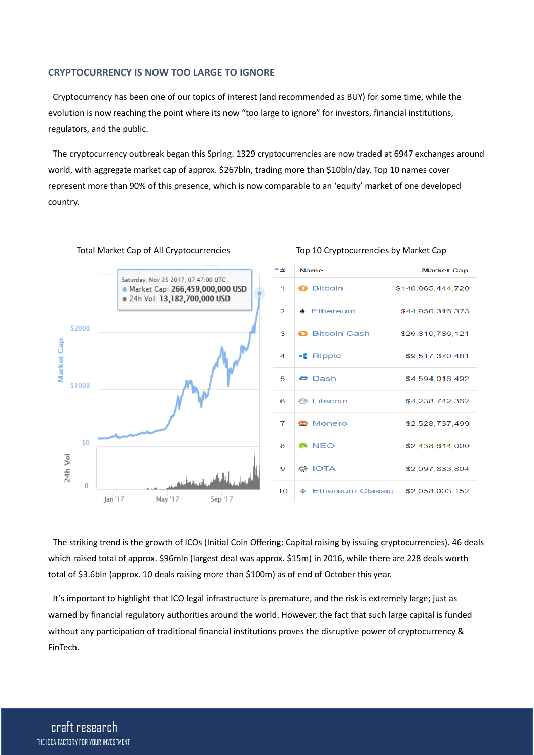## CRYPTOCURRENCY IS NOW TOO LARGE TO IGNORE

Cryptocurrency has been one of our topics of interest (and recommended as BUY) for some time, while the evolution is now reaching the point where its now "too large to ignore" for investors, financial institutions, regulators, and the public.

The cryptocurrency outbreak began this Spring. 1329 cryptocurrencies are now traded at 6947 exchanges around world, with aggregate market cap of approx. $267bln, trading more than $10bln/day. Top 10 names cover represent more than 90% of this presence, which is now comparable to an 'equity' market of one developed country.

Total Market Cap of All Cryptocurrencies

Saturday, Nov 25 2017, 07:47:00 UTC
Market Cap: 266,459,000,000 USD
24h Vol: 13,182,700,000 USD

Top 10 Cryptocurrencies by Market Cap

| # | Name | Market Cap |
|---|---|---|
| 1 | Bitcoin | $140,865,444,720 |
| 2 | Ethereum | $44,950,316,373 |
| 3 | Bitcoin Cash | $26,810,786,121 |
| 4 | Ripple | $9,517,370,481 |
| 5 | Dash | $4,594,016,492 |
| 6 | Litecoin | $4,238,742,362 |
| 7 | Monero | $2,528,737,499 |
| 8 | NEO | $2,438,644,000 |
| 9 | IOTA | $2,097,833,804 |
| 10 | Ethereum Classic | $2,058,003,152 |

The striking trend is the growth of ICOs (Initial Coin Offering: Capital raising by issuing cryptocurrencies). 46 deals which raised total of approx. $96mln (largest deal was approx. $15m) in 2016, while there are 228 deals worth total of $3.6bln (approx. 10 deals raising more than $100m) as of end of October this year.

It's important to highlight that ICO legal infrastructure is premature, and the risk is extremely large; just as warned by financial regulatory authorities around the world. However, the fact that such large capital is funded without any participation of traditional financial institutions proves the disruptive power of cryptocurrency & FinTech.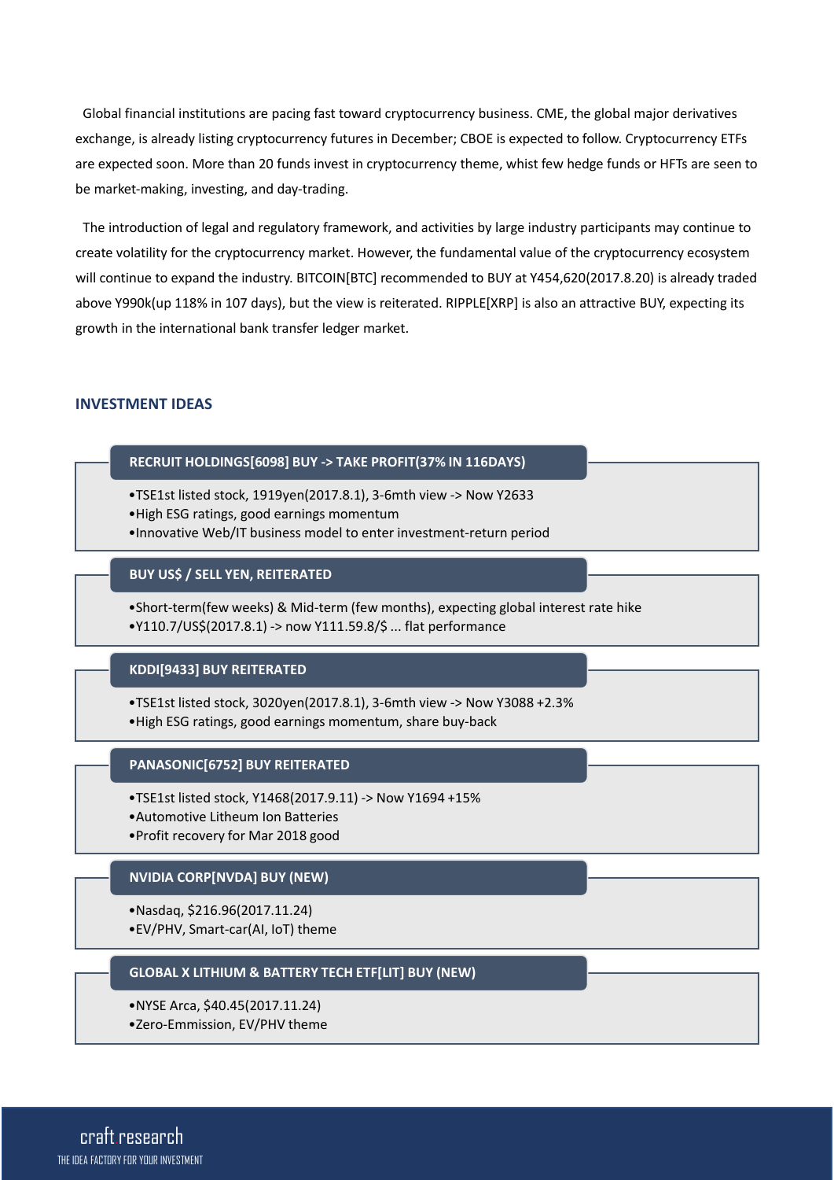Global financial institutions are pacing fast toward cryptocurrency business. CME, the global major derivatives exchange, is already listing cryptocurrency futures in December; CBOE is expected to follow. Cryptocurrency ETFs are expected soon. More than 20 funds invest in cryptocurrency theme, whilst few hedge funds or HFTs are seen to be market-making, investing, and day-trading.

The introduction of legal and regulatory framework, and activities by large industry participants may continue to create volatility for the cryptocurrency market. However, the fundamental value of the cryptocurrency ecosystem will continue to expand the industry. BITCOIN[BTC] recommended to BUY at Y454,620(2017.8.20) is already traded above Y990k(up 118% in 107 days), but the view is reiterated. RIPPLE[XRP] is also an attractive BUY, expecting its growth in the international bank transfer ledger market.

## INVESTMENT IDEAS

### RECRUIT HOLDINGS[6098] BUY -> TAKE PROFIT(37% IN 116DAYS)

- TSE1st listed stock, 1919yen(2017.8.1), 3-6mth view -> Now Y2633
- High ESG ratings, good earnings momentum
- Innovative Web/IT business model to enter investment-return period

### BUY US$ / SELL YEN, REITERATED

- Short-term(few weeks) & Mid-term (few months), expecting global interest rate hike
- Y110.7/US$(2017.8.1) -> now Y111.59.8/$ ... flat performance

### KDDI[9433] BUY REITERATED

- TSE1st listed stock, 3020yen(2017.8.1), 3-6mth view -> Now Y3088 +2.3%
- High ESG ratings, good earnings momentum, share buy-back

### PANASONIC[6752] BUY REITERATED

- TSE1st listed stock, Y1468(2017.9.11) -> Now Y1694 +15%
- Automotive Litheum Ion Batteries
- Profit recovery for Mar 2018 good

### NVIDIA CORP[NVDA] BUY (NEW)

- Nasdaq, $216.96(2017.11.24)
- EV/PHV, Smart-car(AI, IoT) theme

### GLOBAL X LITHIUM & BATTERY TECH ETF[LIT] BUY (NEW)

- NYSE Arca, $40.45(2017.11.24)
- Zero-Emmission, EV/PHV theme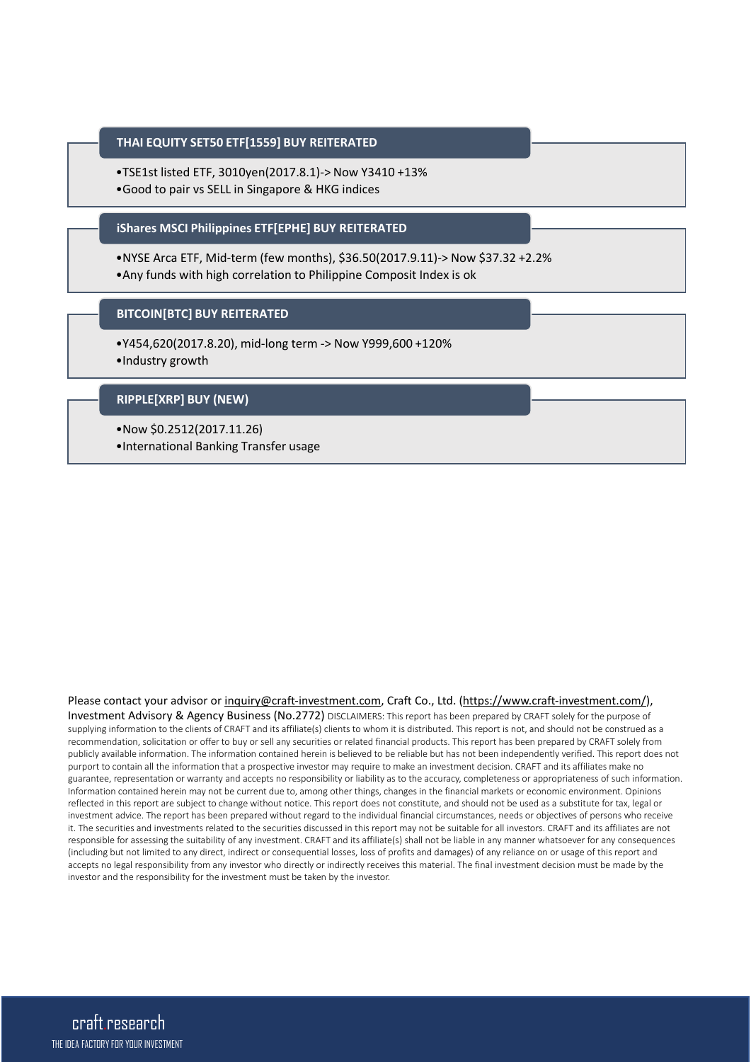### THAI EQUITY SET50 ETF[1559] BUY REITERATED

- TSE1st listed ETF, 3010yen(2017.8.1)-> Now Y3410 +13%
- Good to pair vs SELL in Singapore & HKG indices

### iShares MSCI Philippines ETF[EPHE] BUY REITERATED

- NYSE Arca ETF, Mid-term (few months), $36.50(2017.9.11)-> Now $37.32 +2.2%
- Any funds with high correlation to Philippine Composit Index is ok

### BITCOIN[BTC] BUY REITERATED

- Y454,620(2017.8.20), mid-long term -> Now Y999,600 +120%
- Industry growth

### RIPPLE[XRP] BUY (NEW)

- Now $0.2512(2017.11.26)
- International Banking Transfer usage

Please contact your advisor or inquiry@craft-investment.com, Craft Co., Ltd. (https://www.craft-investment.com/), Investment Advisory & Agency Business (No.2772) DISCLAIMERS: This report has been prepared by CRAFT solely for the purpose of supplying information to the clients of CRAFT and its affiliate(s) clients to whom it is distributed. This report is not, and should not be construed as a recommendation, solicitation or offer to buy or sell any securities or related financial products. This report has been prepared by CRAFT solely from publicly available information. The information contained herein is believed to be reliable but has not been independently verified. This report does not purport to contain all the information that a prospective investor may require to make an investment decision. CRAFT and its affiliates make no guarantee, representation or warranty and accepts no responsibility or liability as to the accuracy, completeness or appropriateness of such information. Information contained herein may not be current due to, among other things, changes in the financial markets or economic environment. Opinions reflected in this report are subject to change without notice. This report does not constitute, and should not be used as a substitute for tax, legal or investment advice. The report has been prepared without regard to the individual financial circumstances, needs or objectives of persons who receive it. The securities and investments related to the securities discussed in this report may not be suitable for all investors. CRAFT and its affiliates are not responsible for assessing the suitability of any investment. CRAFT and its affiliate(s) shall not be liable in any manner whatsoever for any consequences (including but not limited to any direct, indirect or consequential losses, loss of profits and damages) of any reliance on or usage of this report and accepts no legal responsibility from any investor who directly or indirectly receives this material. The final investment decision must be made by the investor and the responsibility for the investment must be taken by the investor.

craft research

THE IDEA FACTORY FOR YOUR INVESTMENT